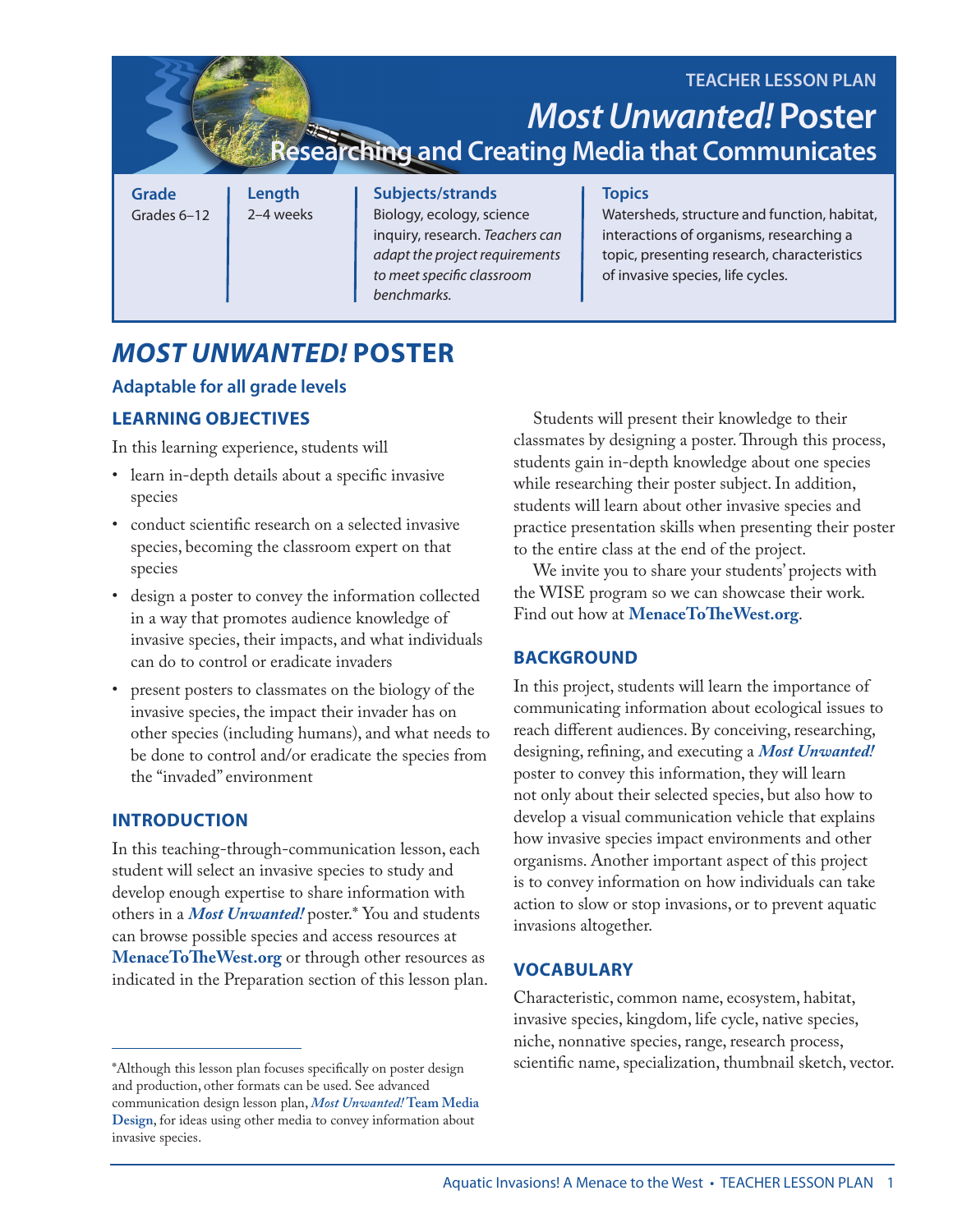TEACHER LESSON PLAN

# *Most Unwanted!* Poster

## Researching and Creating Media that Communicates

| Grade | Length | Subjects/strands | Topics |
| --- | --- | --- | --- |
| Grades 6–12 | 2–4 weeks | Biology, ecology, science inquiry, research. *Teachers can adapt the project requirements to meet specific classroom benchmarks.* | Watersheds, structure and function, habitat, interactions of organisms, researching a topic, presenting research, characteristics of invasive species, life cycles. |

# *MOST UNWANTED!* POSTER

### Adaptable for all grade levels

## LEARNING OBJECTIVES

In this learning experience, students will

- learn in-depth details about a specific invasive species
- conduct scientific research on a selected invasive species, becoming the classroom expert on that species
- design a poster to convey the information collected in a way that promotes audience knowledge of invasive species, their impacts, and what individuals can do to control or eradicate invaders
- present posters to classmates on the biology of the invasive species, the impact their invader has on other species (including humans), and what needs to be done to control and/or eradicate the species from the "invaded" environment

## INTRODUCTION

In this teaching-through-communication lesson, each student will select an invasive species to study and develop enough expertise to share information with others in a ***Most Unwanted!*** poster.* You and students can browse possible species and access resources at **MenaceToTheWest.org** or through other resources as indicated in the Preparation section of this lesson plan.

Students will present their knowledge to their classmates by designing a poster. Through this process, students gain in-depth knowledge about one species while researching their poster subject. In addition, students will learn about other invasive species and practice presentation skills when presenting their poster to the entire class at the end of the project.

We invite you to share your students' projects with the WISE program so we can showcase their work. Find out how at **MenaceToTheWest.org**.

## BACKGROUND

In this project, students will learn the importance of communicating information about ecological issues to reach different audiences. By conceiving, researching, designing, refining, and executing a ***Most Unwanted!*** poster to convey this information, they will learn not only about their selected species, but also how to develop a visual communication vehicle that explains how invasive species impact environments and other organisms. Another important aspect of this project is to convey information on how individuals can take action to slow or stop invasions, or to prevent aquatic invasions altogether.

## VOCABULARY

Characteristic, common name, ecosystem, habitat, invasive species, kingdom, life cycle, native species, niche, nonnative species, range, research process, scientific name, specialization, thumbnail sketch, vector.

---

*Although this lesson plan focuses specifically on poster design and production, other formats can be used. See advanced communication design lesson plan, ***Most Unwanted!* Team Media Design**, for ideas using other media to convey information about invasive species.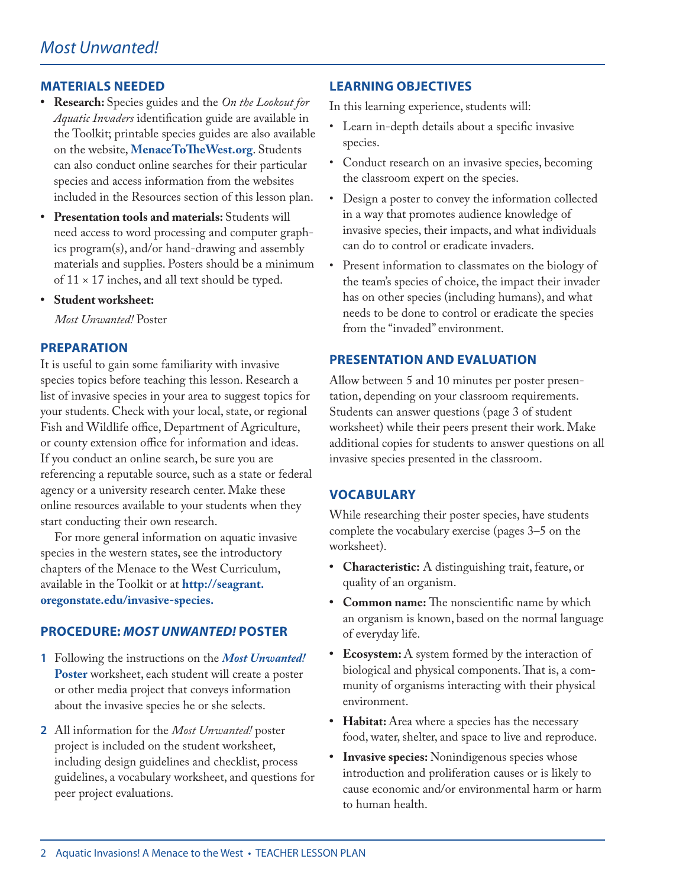# *Most Unwanted!*

## MATERIALS NEEDED

- **Research:** Species guides and the *On the Lookout for Aquatic Invaders* identification guide are available in the Toolkit; printable species guides are also available on the website, **MenaceToTheWest.org**. Students can also conduct online searches for their particular species and access information from the websites included in the Resources section of this lesson plan.
- **Presentation tools and materials:** Students will need access to word processing and computer graphics program(s), and/or hand-drawing and assembly materials and supplies. Posters should be a minimum of 11 × 17 inches, and all text should be typed.
- **Student worksheet:**

  *Most Unwanted!* Poster

## PREPARATION

It is useful to gain some familiarity with invasive species topics before teaching this lesson. Research a list of invasive species in your area to suggest topics for your students. Check with your local, state, or regional Fish and Wildlife office, Department of Agriculture, or county extension office for information and ideas. If you conduct an online search, be sure you are referencing a reputable source, such as a state or federal agency or a university research center. Make these online resources available to your students when they start conducting their own research.

For more general information on aquatic invasive species in the western states, see the introductory chapters of the Menace to the West Curriculum, available in the Toolkit or at **http://seagrant.oregonstate.edu/invasive-species.**

## PROCEDURE: *MOST UNWANTED!* POSTER

1. Following the instructions on the ***Most Unwanted!* Poster** worksheet, each student will create a poster or other media project that conveys information about the invasive species he or she selects.
2. All information for the *Most Unwanted!* poster project is included on the student worksheet, including design guidelines and checklist, process guidelines, a vocabulary worksheet, and questions for peer project evaluations.

## LEARNING OBJECTIVES

In this learning experience, students will:

- Learn in-depth details about a specific invasive species.
- Conduct research on an invasive species, becoming the classroom expert on the species.
- Design a poster to convey the information collected in a way that promotes audience knowledge of invasive species, their impacts, and what individuals can do to control or eradicate invaders.
- Present information to classmates on the biology of the team's species of choice, the impact their invader has on other species (including humans), and what needs to be done to control or eradicate the species from the "invaded" environment.

## PRESENTATION AND EVALUATION

Allow between 5 and 10 minutes per poster presentation, depending on your classroom requirements. Students can answer questions (page 3 of student worksheet) while their peers present their work. Make additional copies for students to answer questions on all invasive species presented in the classroom.

## VOCABULARY

While researching their poster species, have students complete the vocabulary exercise (pages 3–5 on the worksheet).

- **Characteristic:** A distinguishing trait, feature, or quality of an organism.
- **Common name:** The nonscientific name by which an organism is known, based on the normal language of everyday life.
- **Ecosystem:** A system formed by the interaction of biological and physical components. That is, a community of organisms interacting with their physical environment.
- **Habitat:** Area where a species has the necessary food, water, shelter, and space to live and reproduce.
- **Invasive species:** Nonindigenous species whose introduction and proliferation causes or is likely to cause economic and/or environmental harm or harm to human health.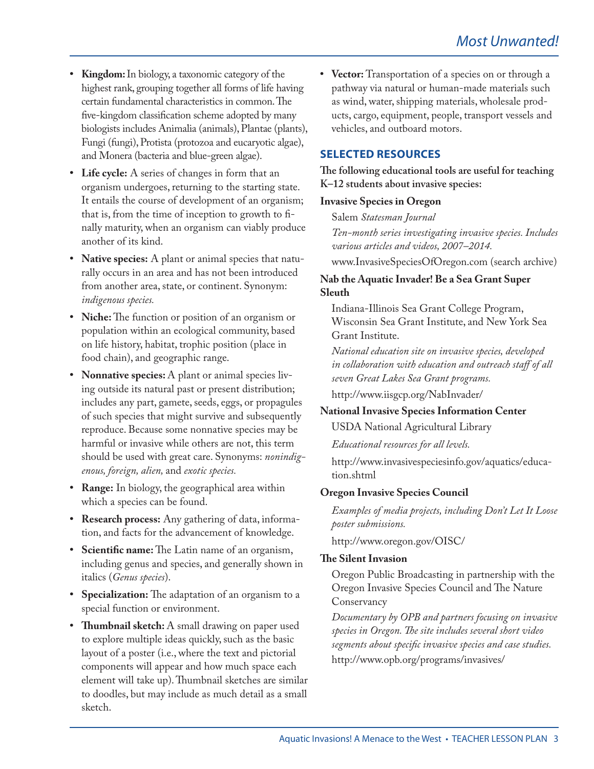- **Kingdom:** In biology, a taxonomic category of the highest rank, grouping together all forms of life having certain fundamental characteristics in common. The five-kingdom classification scheme adopted by many biologists includes Animalia (animals), Plantae (plants), Fungi (fungi), Protista (protozoa and eucaryotic algae), and Monera (bacteria and blue-green algae).
- **Life cycle:** A series of changes in form that an organism undergoes, returning to the starting state. It entails the course of development of an organism; that is, from the time of inception to growth to finally maturity, when an organism can viably produce another of its kind.
- **Native species:** A plant or animal species that naturally occurs in an area and has not been introduced from another area, state, or continent. Synonym: *indigenous species.*
- **Niche:** The function or position of an organism or population within an ecological community, based on life history, habitat, trophic position (place in food chain), and geographic range.
- **Nonnative species:** A plant or animal species living outside its natural past or present distribution; includes any part, gamete, seeds, eggs, or propagules of such species that might survive and subsequently reproduce. Because some nonnative species may be harmful or invasive while others are not, this term should be used with great care. Synonyms: *nonindigenous, foreign, alien,* and *exotic species.*
- **Range:** In biology, the geographical area within which a species can be found.
- **Research process:** Any gathering of data, information, and facts for the advancement of knowledge.
- **Scientific name:** The Latin name of an organism, including genus and species, and generally shown in italics (*Genus species*).
- **Specialization:** The adaptation of an organism to a special function or environment.
- **Thumbnail sketch:** A small drawing on paper used to explore multiple ideas quickly, such as the basic layout of a poster (i.e., where the text and pictorial components will appear and how much space each element will take up). Thumbnail sketches are similar to doodles, but may include as much detail as a small sketch.
- **Vector:** Transportation of a species on or through a pathway via natural or human-made materials such as wind, water, shipping materials, wholesale products, cargo, equipment, people, transport vessels and vehicles, and outboard motors.

## SELECTED RESOURCES

**The following educational tools are useful for teaching K–12 students about invasive species:**

**Invasive Species in Oregon**

Salem *Statesman Journal*

*Ten-month series investigating invasive species. Includes various articles and videos, 2007–2014.*

www.InvasiveSpeciesOfOregon.com (search archive)

**Nab the Aquatic Invader! Be a Sea Grant Super Sleuth**

Indiana-Illinois Sea Grant College Program, Wisconsin Sea Grant Institute, and New York Sea Grant Institute.

*National education site on invasive species, developed in collaboration with education and outreach staff of all seven Great Lakes Sea Grant programs.*

http://www.iisgcp.org/NabInvader/

**National Invasive Species Information Center**

USDA National Agricultural Library

*Educational resources for all levels.*

http://www.invasivespeciesinfo.gov/aquatics/education.shtml

**Oregon Invasive Species Council**

*Examples of media projects, including Don't Let It Loose poster submissions.*

http://www.oregon.gov/OISC/

**The Silent Invasion**

Oregon Public Broadcasting in partnership with the Oregon Invasive Species Council and The Nature Conservancy

*Documentary by OPB and partners focusing on invasive species in Oregon. The site includes several short video segments about specific invasive species and case studies.*

http://www.opb.org/programs/invasives/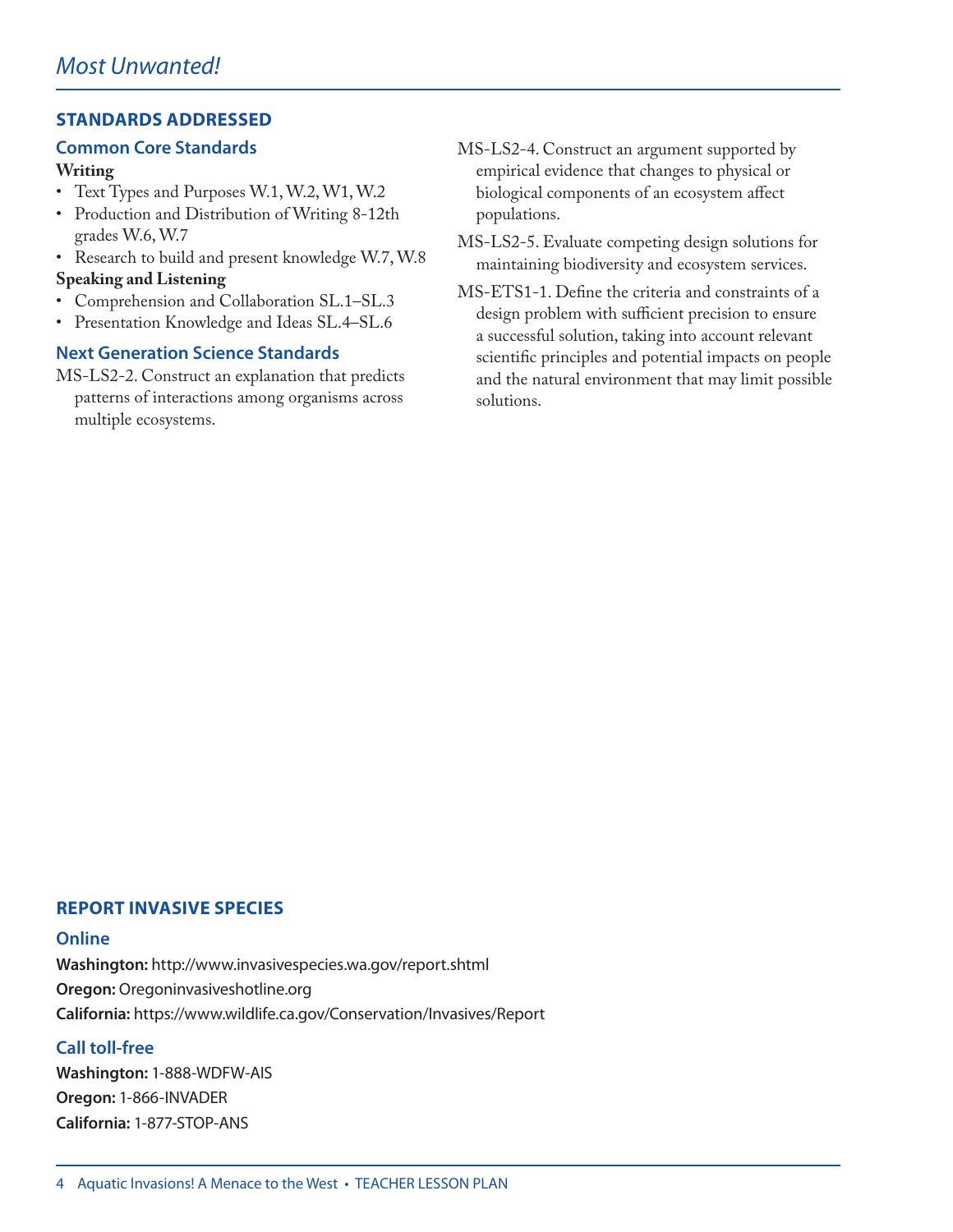## STANDARDS ADDRESSED

### Common Core Standards

**Writing**

- Text Types and Purposes W.1, W.2, W1, W.2
- Production and Distribution of Writing 8-12th grades W.6, W.7
- Research to build and present knowledge W.7, W.8

**Speaking and Listening**

- Comprehension and Collaboration SL.1–SL.3
- Presentation Knowledge and Ideas SL.4–SL.6

### Next Generation Science Standards

MS-LS2-2. Construct an explanation that predicts patterns of interactions among organisms across multiple ecosystems.

MS-LS2-4. Construct an argument supported by empirical evidence that changes to physical or biological components of an ecosystem affect populations.

MS-LS2-5. Evaluate competing design solutions for maintaining biodiversity and ecosystem services.

MS-ETS1-1. Define the criteria and constraints of a design problem with sufficient precision to ensure a successful solution, taking into account relevant scientific principles and potential impacts on people and the natural environment that may limit possible solutions.

## REPORT INVASIVE SPECIES

### Online

**Washington:** http://www.invasivespecies.wa.gov/report.shtml
**Oregon:** Oregoninvasiveshotline.org
**California:** https://www.wildlife.ca.gov/Conservation/Invasives/Report

### Call toll-free

**Washington:** 1-888-WDFW-AIS
**Oregon:** 1-866-INVADER
**California:** 1-877-STOP-ANS